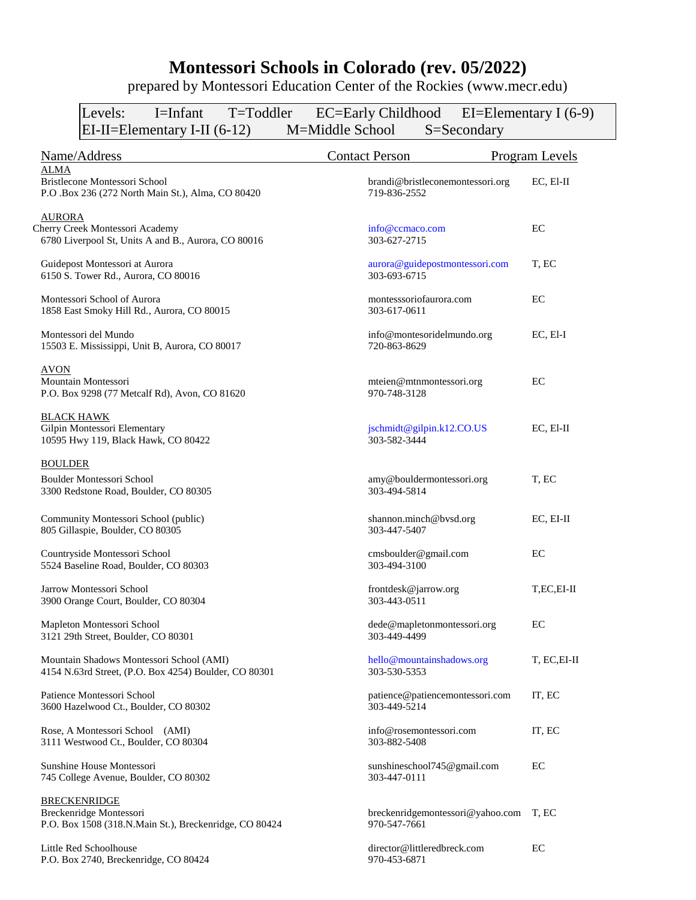# Montessori Schools in Colorado (rev. 05/2022)

prepared by Montessori Education Center of the Rockies (www.mecr.edu)

Levels: I=Infant T=Toddler EC=Early Childhood EI=Elementary I (6-9)
EI-II=Elementary I-II (6-12) M=Middle School S=Secondary

| Name/Address | Contact Person | Program Levels |
|---|---|---|
| **ALMA** | | |
| Bristlecone Montessori School<br>P.O .Box 236 (272 North Main St.), Alma, CO 80420 | brandi@bristleconemontessori.org<br>719-836-2552 | EC, El-II |
| **AURORA** | | |
| Cherry Creek Montessori Academy<br>6780 Liverpool St, Units A and B., Aurora, CO 80016 | info@ccmaco.com<br>303-627-2715 | EC |
| Guidepost Montessori at Aurora<br>6150 S. Tower Rd., Aurora, CO 80016 | aurora@guidepostmontessori.com<br>303-693-6715 | T, EC |
| Montessori School of Aurora<br>1858 East Smoky Hill Rd., Aurora, CO 80015 | montesssoriofaurora.com<br>303-617-0611 | EC |
| Montessori del Mundo<br>15503 E. Mississippi, Unit B, Aurora, CO 80017 | info@montesoridelmundo.org<br>720-863-8629 | EC, El-I |
| **AVON** | | |
| Mountain Montessori<br>P.O. Box 9298 (77 Metcalf Rd), Avon, CO 81620 | mteien@mtnmontessori.org<br>970-748-3128 | EC |
| **BLACK HAWK** | | |
| Gilpin Montessori Elementary<br>10595 Hwy 119, Black Hawk, CO 80422 | jschmidt@gilpin.k12.CO.US<br>303-582-3444 | EC, El-II |
| **BOULDER** | | |
| Boulder Montessori School<br>3300 Redstone Road, Boulder, CO 80305 | amy@bouldermontessori.org<br>303-494-5814 | T, EC |
| Community Montessori School (public)<br>805 Gillaspie, Boulder, CO 80305 | shannon.minch@bvsd.org<br>303-447-5407 | EC, EI-II |
| Countryside Montessori School<br>5524 Baseline Road, Boulder, CO 80303 | cmsboulder@gmail.com<br>303-494-3100 | EC |
| Jarrow Montessori School<br>3900 Orange Court, Boulder, CO 80304 | frontdesk@jarrow.org<br>303-443-0511 | T,EC,EI-II |
| Mapleton Montessori School<br>3121 29th Street, Boulder, CO 80301 | dede@mapletonmontessori.org<br>303-449-4499 | EC |
| Mountain Shadows Montessori School (AMI)<br>4154 N.63rd Street, (P.O. Box 4254) Boulder, CO 80301 | hello@mountainshadows.org<br>303-530-5353 | T, EC,EI-II |
| Patience Montessori School<br>3600 Hazelwood Ct., Boulder, CO 80302 | patience@patiencemontessori.com<br>303-449-5214 | IT, EC |
| Rose, A Montessori School (AMI)<br>3111 Westwood Ct., Boulder, CO 80304 | info@rosemontessori.com<br>303-882-5408 | IT, EC |
| Sunshine House Montessori<br>745 College Avenue, Boulder, CO 80302 | sunshineschool745@gmail.com<br>303-447-0111 | EC |
| **BRECKENRIDGE** | | |
| Breckenridge Montessori<br>P.O. Box 1508 (318.N.Main St.), Breckenridge, CO 80424 | breckenridgemontessori@yahoo.com<br>970-547-7661 | T, EC |
| Little Red Schoolhouse<br>P.O. Box 2740, Breckenridge, CO 80424 | director@littleredbreck.com<br>970-453-6871 | EC |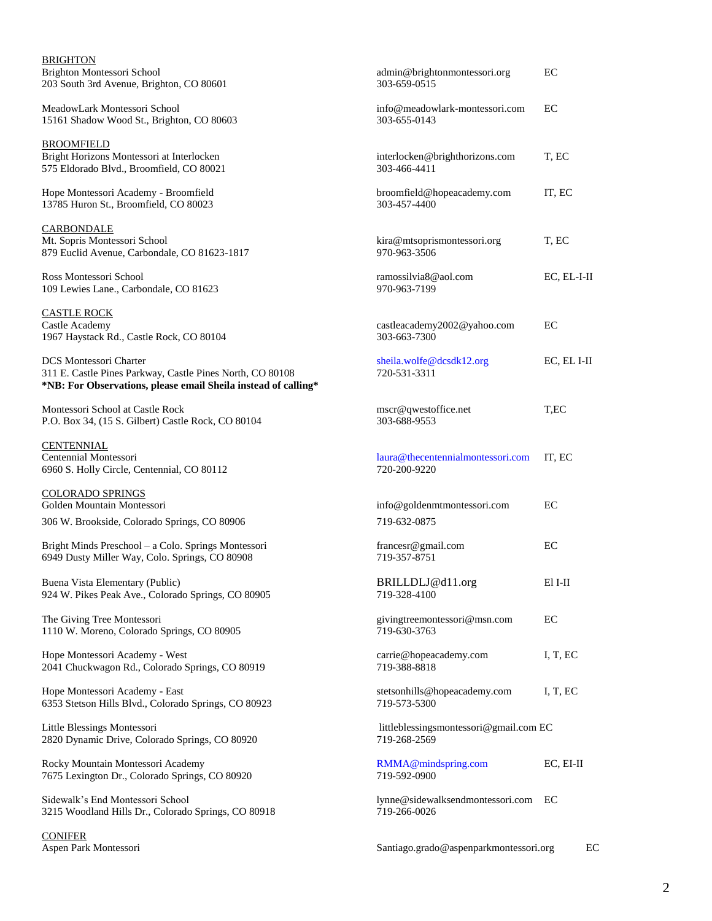<u>BRIGHTON</u>

Brighton Montessori School
203 South 3rd Avenue, Brighton, CO 80601
admin@brightonmontessori.org
303-659-0515
EC

MeadowLark Montessori School
15161 Shadow Wood St., Brighton, CO 80603
info@meadowlark-montessori.com
303-655-0143
EC

<u>BROOMFIELD</u>

Bright Horizons Montessori at Interlocken
575 Eldorado Blvd., Broomfield, CO 80021
interlocken@brighthorizons.com
303-466-4411
T, EC

Hope Montessori Academy - Broomfield
13785 Huron St., Broomfield, CO 80023
broomfield@hopeacademy.com
303-457-4400
IT, EC

<u>CARBONDALE</u>

Mt. Sopris Montessori School
879 Euclid Avenue, Carbondale, CO 81623-1817
kira@mtsoprismontessori.org
970-963-3506
T, EC

Ross Montessori School
109 Lewies Lane., Carbondale, CO 81623
ramossilvia8@aol.com
970-963-7199
EC, EL-I-II

<u>CASTLE ROCK</u>

Castle Academy
1967 Haystack Rd., Castle Rock, CO 80104
castleacademy2002@yahoo.com
303-663-7300
EC

DCS Montessori Charter
311 E. Castle Pines Parkway, Castle Pines North, CO 80108
**\*NB: For Observations, please email Sheila instead of calling\***
sheila.wolfe@dcsdk12.org
720-531-3311
EC, EL I-II

Montessori School at Castle Rock
P.O. Box 34, (15 S. Gilbert) Castle Rock, CO 80104
mscr@qwestoffice.net
303-688-9553
T,EC

<u>CENTENNIAL</u>

Centennial Montessori
6960 S. Holly Circle, Centennial, CO 80112
laura@thecentennialmontessori.com
720-200-9220
IT, EC

<u>COLORADO SPRINGS</u>

Golden Mountain Montessori
306 W. Brookside, Colorado Springs, CO 80906
info@goldenmtmontessori.com
719-632-0875
EC

Bright Minds Preschool – a Colo. Springs Montessori
6949 Dusty Miller Way, Colo. Springs, CO 80908
francesr@gmail.com
719-357-8751
EC

Buena Vista Elementary (Public)
924 W. Pikes Peak Ave., Colorado Springs, CO 80905
BRILLDLJ@d11.org
719-328-4100
El I-II

The Giving Tree Montessori
1110 W. Moreno, Colorado Springs, CO 80905
givingtreemontessori@msn.com
719-630-3763
EC

Hope Montessori Academy - West
2041 Chuckwagon Rd., Colorado Springs, CO 80919
carrie@hopeacademy.com
719-388-8818
I, T, EC

Hope Montessori Academy - East
6353 Stetson Hills Blvd., Colorado Springs, CO 80923
stetsonhills@hopeacademy.com
719-573-5300
I, T, EC

Little Blessings Montessori
2820 Dynamic Drive, Colorado Springs, CO 80920
littleblessingsmontessori@gmail.com
719-268-2569
EC

Rocky Mountain Montessori Academy
7675 Lexington Dr., Colorado Springs, CO 80920
RMMA@mindspring.com
719-592-0900
EC, EI-II

Sidewalk's End Montessori School
3215 Woodland Hills Dr., Colorado Springs, CO 80918
lynne@sidewalksendmontessori.com
719-266-0026
EC

<u>CONIFER</u>

Aspen Park Montessori
Santiago.grado@aspenparkmontessori.org
EC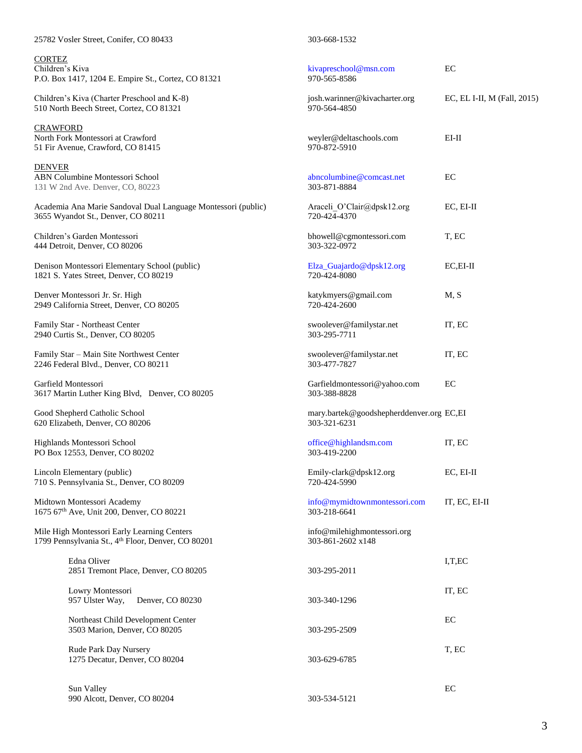25782 Vosler Street, Conifer, CO 80433 303-668-1532

CORTEZ

Children's Kiva
P.O. Box 1417, 1204 E. Empire St., Cortez, CO 81321
kivapreschool@msn.com
970-565-8586
EC

Children's Kiva (Charter Preschool and K-8)
510 North Beech Street, Cortez, CO 81321
josh.warinner@kivacharter.org
970-564-4850
EC, EL I-II, M (Fall, 2015)

CRAWFORD

North Fork Montessori at Crawford
51 Fir Avenue, Crawford, CO 81415
weyler@deltaschools.com
970-872-5910
EI-II

DENVER

ABN Columbine Montessori School
131 W 2nd Ave. Denver, CO, 80223
abncolumbine@comcast.net
303-871-8884
EC

Academia Ana Marie Sandoval Dual Language Montessori (public)
3655 Wyandot St., Denver, CO 80211
Araceli_O'Clair@dpsk12.org
720-424-4370
EC, EI-II

Children's Garden Montessori
444 Detroit, Denver, CO 80206
bhowell@cgmontessori.com
303-322-0972
T, EC

Denison Montessori Elementary School (public)
1821 S. Yates Street, Denver, CO 80219
Elza_Guajardo@dpsk12.org
720-424-8080
EC,EI-II

Denver Montessori Jr. Sr. High
2949 California Street, Denver, CO 80205
katykmyers@gmail.com
720-424-2600
M, S

Family Star - Northeast Center
2940 Curtis St., Denver, CO 80205
swoolever@familystar.net
303-295-7711
IT, EC

Family Star – Main Site Northwest Center
2246 Federal Blvd., Denver, CO 80211
swoolever@familystar.net
303-477-7827
IT, EC

Garfield Montessori
3617 Martin Luther King Blvd, Denver, CO 80205
Garfieldmontessori@yahoo.com
303-388-8828
EC

Good Shepherd Catholic School
620 Elizabeth, Denver, CO 80206
mary.bartek@goodshepherddenver.org
303-321-6231
EC,EI

Highlands Montessori School
PO Box 12553, Denver, CO 80202
office@highlandsm.com
303-419-2200
IT, EC

Lincoln Elementary (public)
710 S. Pennsylvania St., Denver, CO 80209
Emily-clark@dpsk12.org
720-424-5990
EC, EI-II

Midtown Montessori Academy
1675 67th Ave, Unit 200, Denver, CO 80221
info@mymidtownmontessori.com
303-218-6641
IT, EC, EI-II

Mile High Montessori Early Learning Centers
1799 Pennsylvania St., 4th Floor, Denver, CO 80201
info@milehighmontessori.org
303-861-2602 x148

- Edna Oliver
  2851 Tremont Place, Denver, CO 80205
  303-295-2011
  I,T,EC

- Lowry Montessori
  957 Ulster Way, Denver, CO 80230
  303-340-1296
  IT, EC

- Northeast Child Development Center
  3503 Marion, Denver, CO 80205
  303-295-2509
  EC

- Rude Park Day Nursery
  1275 Decatur, Denver, CO 80204
  303-629-6785
  T, EC

- Sun Valley
  990 Alcott, Denver, CO 80204
  303-534-5121
  EC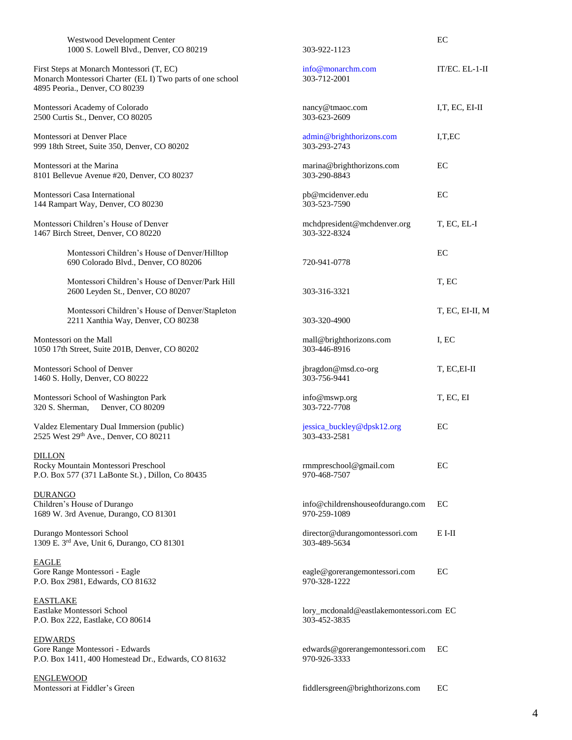Westwood Development Center
1000 S. Lowell Blvd., Denver, CO 80219 | 303-922-1123 | EC

First Steps at Monarch Montessori (T, EC)
Monarch Montessori Charter (EL I) Two parts of one school
4895 Peoria., Denver, CO 80239 | info@monarchm.com 303-712-2001 | IT/EC. EL-1-II

Montessori Academy of Colorado
2500 Curtis St., Denver, CO 80205 | nancy@tmaoc.com 303-623-2609 | I,T, EC, EI-II

Montessori at Denver Place
999 18th Street, Suite 350, Denver, CO 80202 | admin@brighthorizons.com 303-293-2743 | I,T,EC

Montessori at the Marina
8101 Bellevue Avenue #20, Denver, CO 80237 | marina@brighthorizons.com 303-290-8843 | EC

Montessori Casa International
144 Rampart Way, Denver, CO 80230 | pb@mcidenver.edu 303-523-7590 | EC

Montessori Children's House of Denver
1467 Birch Street, Denver, CO 80220 | mchdpresident@mchdenver.org 303-322-8324 | T, EC, EL-I

Montessori Children's House of Denver/Hilltop
690 Colorado Blvd., Denver, CO 80206 | 720-941-0778 | EC

Montessori Children's House of Denver/Park Hill
2600 Leyden St., Denver, CO 80207 | 303-316-3321 | T, EC

Montessori Children's House of Denver/Stapleton
2211 Xanthia Way, Denver, CO 80238 | 303-320-4900 | T, EC, EI-II, M

Montessori on the Mall
1050 17th Street, Suite 201B, Denver, CO 80202 | mall@brighthorizons.com 303-446-8916 | I, EC

Montessori School of Denver
1460 S. Holly, Denver, CO 80222 | jbragdon@msd.co-org 303-756-9441 | T, EC,EI-II

Montessori School of Washington Park
320 S. Sherman, Denver, CO 80209 | info@mswp.org 303-722-7708 | T, EC, EI

Valdez Elementary Dual Immersion (public)
2525 West 29th Ave., Denver, CO 80211 | jessica_buckley@dpsk12.org 303-433-2581 | EC

<u>DILLON</u>
Rocky Mountain Montessori Preschool
P.O. Box 577 (371 LaBonte St.) , Dillon, Co 80435 | rmmpreschool@gmail.com 970-468-7507 | EC

<u>DURANGO</u>
Children's House of Durango
1689 W. 3rd Avenue, Durango, CO 81301 | info@childrenshouseofdurango.com 970-259-1089 | EC

Durango Montessori School
1309 E. 3rd Ave, Unit 6, Durango, CO 81301 | director@durangomontessori.com 303-489-5634 | E I-II

<u>EAGLE</u>
Gore Range Montessori - Eagle
P.O. Box 2981, Edwards, CO 81632 | eagle@gorerangemontessori.com 970-328-1222 | EC

<u>EASTLAKE</u>
Eastlake Montessori School
P.O. Box 222, Eastlake, CO 80614 | lory_mcdonald@eastlakemontessori.com 303-452-3835 | EC

<u>EDWARDS</u>
Gore Range Montessori - Edwards
P.O. Box 1411, 400 Homestead Dr., Edwards, CO 81632 | edwards@gorerangemontessori.com 970-926-3333 | EC

<u>ENGLEWOOD</u>
Montessori at Fiddler's Green | fiddlersgreen@brighthorizons.com | EC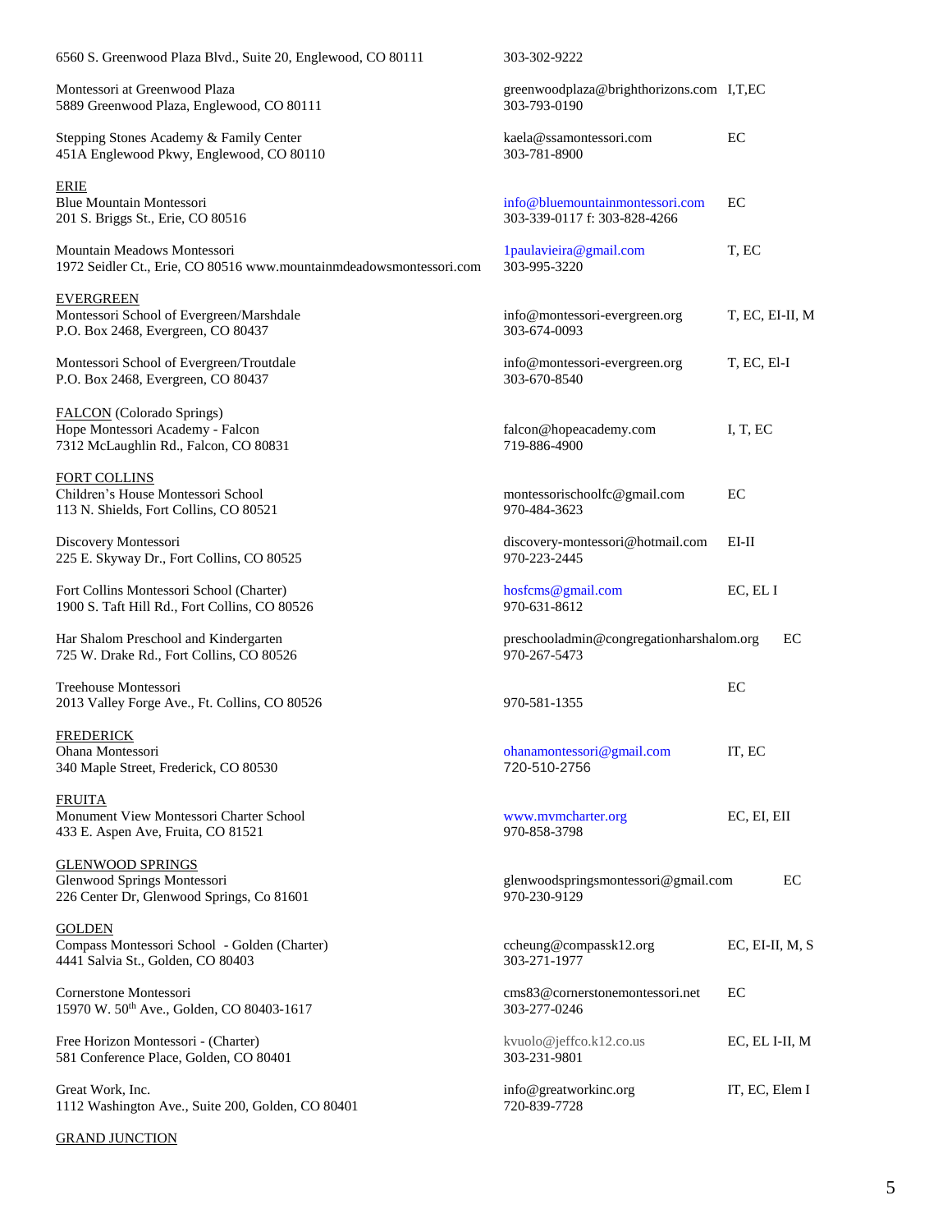6560 S. Greenwood Plaza Blvd., Suite 20, Englewood, CO 80111 — 303-302-9222

Montessori at Greenwood Plaza
5889 Greenwood Plaza, Englewood, CO 80111 — greenwoodplaza@brighthorizons.com, 303-793-0190 — I,T,EC

Stepping Stones Academy & Family Center
451A Englewood Pkwy, Englewood, CO 80110 — kaela@ssamontessori.com, 303-781-8900 — EC

<u>ERIE</u>

Blue Mountain Montessori
201 S. Briggs St., Erie, CO 80516 — info@bluemountainmontessori.com, 303-339-0117 f: 303-828-4266 — EC

Mountain Meadows Montessori
1972 Seidler Ct., Erie, CO 80516 www.mountainmdeadowsmontessori.com — 1paulavieira@gmail.com, 303-995-3220 — T, EC

<u>EVERGREEN</u>

Montessori School of Evergreen/Marshdale
P.O. Box 2468, Evergreen, CO 80437 — info@montessori-evergreen.org, 303-674-0093 — T, EC, EI-II, M

Montessori School of Evergreen/Troutdale
P.O. Box 2468, Evergreen, CO 80437 — info@montessori-evergreen.org, 303-670-8540 — T, EC, El-I

<u>FALCON</u> (Colorado Springs)

Hope Montessori Academy - Falcon
7312 McLaughlin Rd., Falcon, CO 80831 — falcon@hopeacademy.com, 719-886-4900 — I, T, EC

<u>FORT COLLINS</u>

Children's House Montessori School
113 N. Shields, Fort Collins, CO 80521 — montessorischoolfc@gmail.com, 970-484-3623 — EC

Discovery Montessori
225 E. Skyway Dr., Fort Collins, CO 80525 — discovery-montessori@hotmail.com, 970-223-2445 — EI-II

Fort Collins Montessori School (Charter)
1900 S. Taft Hill Rd., Fort Collins, CO 80526 — hosfcms@gmail.com, 970-631-8612 — EC, EL I

Har Shalom Preschool and Kindergarten
725 W. Drake Rd., Fort Collins, CO 80526 — preschooladmin@congregationharshalom.org, 970-267-5473 — EC

Treehouse Montessori
2013 Valley Forge Ave., Ft. Collins, CO 80526 — 970-581-1355 — EC

<u>FREDERICK</u>

Ohana Montessori
340 Maple Street, Frederick, CO 80530 — ohanamontessori@gmail.com, 720-510-2756 — IT, EC

<u>FRUITA</u>

Monument View Montessori Charter School
433 E. Aspen Ave, Fruita, CO 81521 — www.mvmcharter.org, 970-858-3798 — EC, EI, EII

<u>GLENWOOD SPRINGS</u>

Glenwood Springs Montessori
226 Center Dr, Glenwood Springs, Co 81601 — glenwoodspringsmontessori@gmail.com, 970-230-9129 — EC

<u>GOLDEN</u>

Compass Montessori School - Golden (Charter)
4441 Salvia St., Golden, CO 80403 — ccheung@compassk12.org, 303-271-1977 — EC, EI-II, M, S

Cornerstone Montessori
15970 W. 50th Ave., Golden, CO 80403-1617 — cms83@cornerstonemontessori.net, 303-277-0246 — EC

Free Horizon Montessori - (Charter)
581 Conference Place, Golden, CO 80401 — kvuolo@jeffco.k12.co.us, 303-231-9801 — EC, EL I-II, M

Great Work, Inc.
1112 Washington Ave., Suite 200, Golden, CO 80401 — info@greatworkinc.org, 720-839-7728 — IT, EC, Elem I

<u>GRAND JUNCTION</u>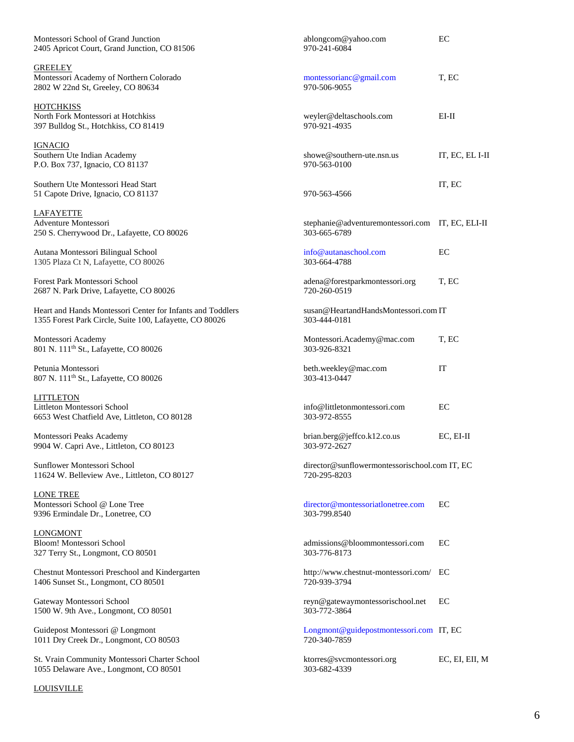Montessori School of Grand Junction
2405 Apricot Court, Grand Junction, CO 81506
ablongcom@yahoo.com
970-241-6084
EC

GREELEY

Montessori Academy of Northern Colorado
2802 W 22nd St, Greeley, CO 80634
montessorianc@gmail.com
970-506-9055
T, EC

HOTCHKISS

North Fork Montessori at Hotchkiss
397 Bulldog St., Hotchkiss, CO 81419
weyler@deltaschools.com
970-921-4935
EI-II

IGNACIO

Southern Ute Indian Academy
P.O. Box 737, Ignacio, CO 81137
showe@southern-ute.nsn.us
970-563-0100
IT, EC, EL I-II

Southern Ute Montessori Head Start
51 Capote Drive, Ignacio, CO 81137
970-563-4566
IT, EC

LAFAYETTE

Adventure Montessori
250 S. Cherrywood Dr., Lafayette, CO 80026
stephanie@adventuremontessori.com
303-665-6789
IT, EC, ELI-II

Autana Montessori Bilingual School
1305 Plaza Ct N, Lafayette, CO 80026
info@autanaschool.com
303-664-4788
EC

Forest Park Montessori School
2687 N. Park Drive, Lafayette, CO 80026
adena@forestparkmontessori.org
720-260-0519
T, EC

Heart and Hands Montessori Center for Infants and Toddlers
1355 Forest Park Circle, Suite 100, Lafayette, CO 80026
susan@HeartandHandsMontessori.com
303-444-0181
IT

Montessori Academy
801 N. 111th St., Lafayette, CO 80026
Montessori.Academy@mac.com
303-926-8321
T, EC

Petunia Montessori
807 N. 111th St., Lafayette, CO 80026
beth.weekley@mac.com
303-413-0447
IT

LITTLETON

Littleton Montessori School
6653 West Chatfield Ave, Littleton, CO 80128
info@littletonmontessori.com
303-972-8555
EC

Montessori Peaks Academy
9904 W. Capri Ave., Littleton, CO 80123
brian.berg@jeffco.k12.co.us
303-972-2627
EC, EI-II

Sunflower Montessori School
11624 W. Belleview Ave., Littleton, CO 80127
director@sunflowermontessorischool.com
720-295-8203
IT, EC

LONE TREE

Montessori School @ Lone Tree
9396 Ermindale Dr., Lonetree, CO
director@montessoriatlonetree.com
303-799.8540
EC

LONGMONT

Bloom! Montessori School
327 Terry St., Longmont, CO 80501
admissions@bloommontessori.com
303-776-8173
EC

Chestnut Montessori Preschool and Kindergarten
1406 Sunset St., Longmont, CO 80501
http://www.chestnut-montessori.com/
720-939-3794
EC

Gateway Montessori School
1500 W. 9th Ave., Longmont, CO 80501
reyn@gatewaymontessorischool.net
303-772-3864
EC

Guidepost Montessori @ Longmont
1011 Dry Creek Dr., Longmont, CO 80503
Longmont@guidepostmontessori.com
720-340-7859
IT, EC

St. Vrain Community Montessori Charter School
1055 Delaware Ave., Longmont, CO 80501
ktorres@svcmontessori.org
303-682-4339
EC, EI, EII, M

LOUISVILLE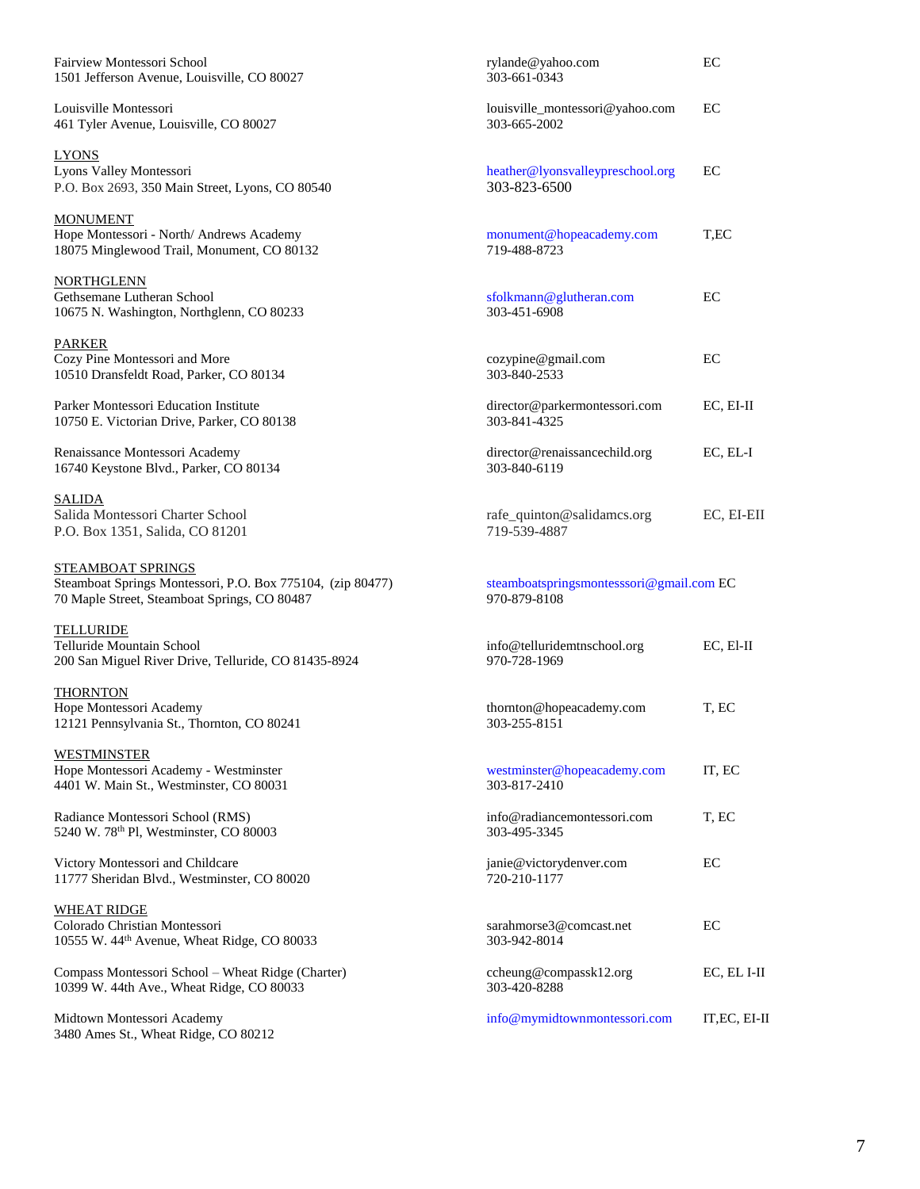Fairview Montessori School
1501 Jefferson Avenue, Louisville, CO 80027
rylande@yahoo.com
303-661-0343
EC

Louisville Montessori
461 Tyler Avenue, Louisville, CO 80027
louisville_montessori@yahoo.com
303-665-2002
EC

<u>LYONS</u>

Lyons Valley Montessori
P.O. Box 2693, 350 Main Street, Lyons, CO 80540
heather@lyonsvalleypreschool.org
303-823-6500
EC

<u>MONUMENT</u>

Hope Montessori - North/ Andrews Academy
18075 Minglewood Trail, Monument, CO 80132
monument@hopeacademy.com
719-488-8723
T,EC

<u>NORTHGLENN</u>

Gethsemane Lutheran School
10675 N. Washington, Northglenn, CO 80233
sfolkmann@glutheran.com
303-451-6908
EC

<u>PARKER</u>

Cozy Pine Montessori and More
10510 Dransfeldt Road, Parker, CO 80134
cozypine@gmail.com
303-840-2533
EC

Parker Montessori Education Institute
10750 E. Victorian Drive, Parker, CO 80138
director@parkermontessori.com
303-841-4325
EC, EI-II

Renaissance Montessori Academy
16740 Keystone Blvd., Parker, CO 80134
director@renaissancechild.org
303-840-6119
EC, EL-I

<u>SALIDA</u>

Salida Montessori Charter School
P.O. Box 1351, Salida, CO 81201
rafe_quinton@salidamcs.org
719-539-4887
EC, EI-EII

<u>STEAMBOAT SPRINGS</u>

Steamboat Springs Montessori, P.O. Box 775104, (zip 80477)
70 Maple Street, Steamboat Springs, CO 80487
steamboatspringsmontesssori@gmail.com
970-879-8108
EC

<u>TELLURIDE</u>

Telluride Mountain School
200 San Miguel River Drive, Telluride, CO 81435-8924
info@telluridemtnschool.org
970-728-1969
EC, El-II

<u>THORNTON</u>

Hope Montessori Academy
12121 Pennsylvania St., Thornton, CO 80241
thornton@hopeacademy.com
303-255-8151
T, EC

<u>WESTMINSTER</u>

Hope Montessori Academy - Westminster
4401 W. Main St., Westminster, CO 80031
westminster@hopeacademy.com
303-817-2410
IT, EC

Radiance Montessori School (RMS)
5240 W. 78th Pl, Westminster, CO 80003
info@radiancemontessori.com
303-495-3345
T, EC

Victory Montessori and Childcare
11777 Sheridan Blvd., Westminster, CO 80020
janie@victorydenver.com
720-210-1177
EC

<u>WHEAT RIDGE</u>

Colorado Christian Montessori
10555 W. 44th Avenue, Wheat Ridge, CO 80033
sarahmorse3@comcast.net
303-942-8014
EC

Compass Montessori School – Wheat Ridge (Charter)
10399 W. 44th Ave., Wheat Ridge, CO 80033
ccheung@compassk12.org
303-420-8288
EC, EL I-II

Midtown Montessori Academy
3480 Ames St., Wheat Ridge, CO 80212
info@mymidtownmontessori.com
IT,EC, EI-II